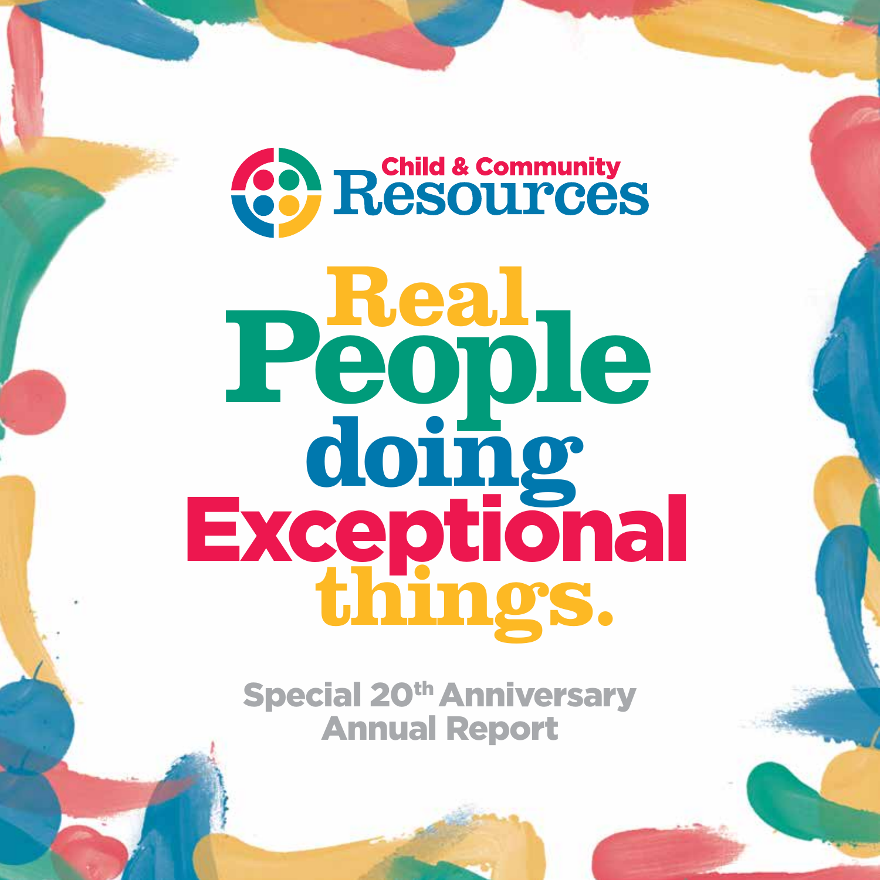Child & Community Resources

# Real People doing Exceptional things.

Special 20th Anniversary Annual Report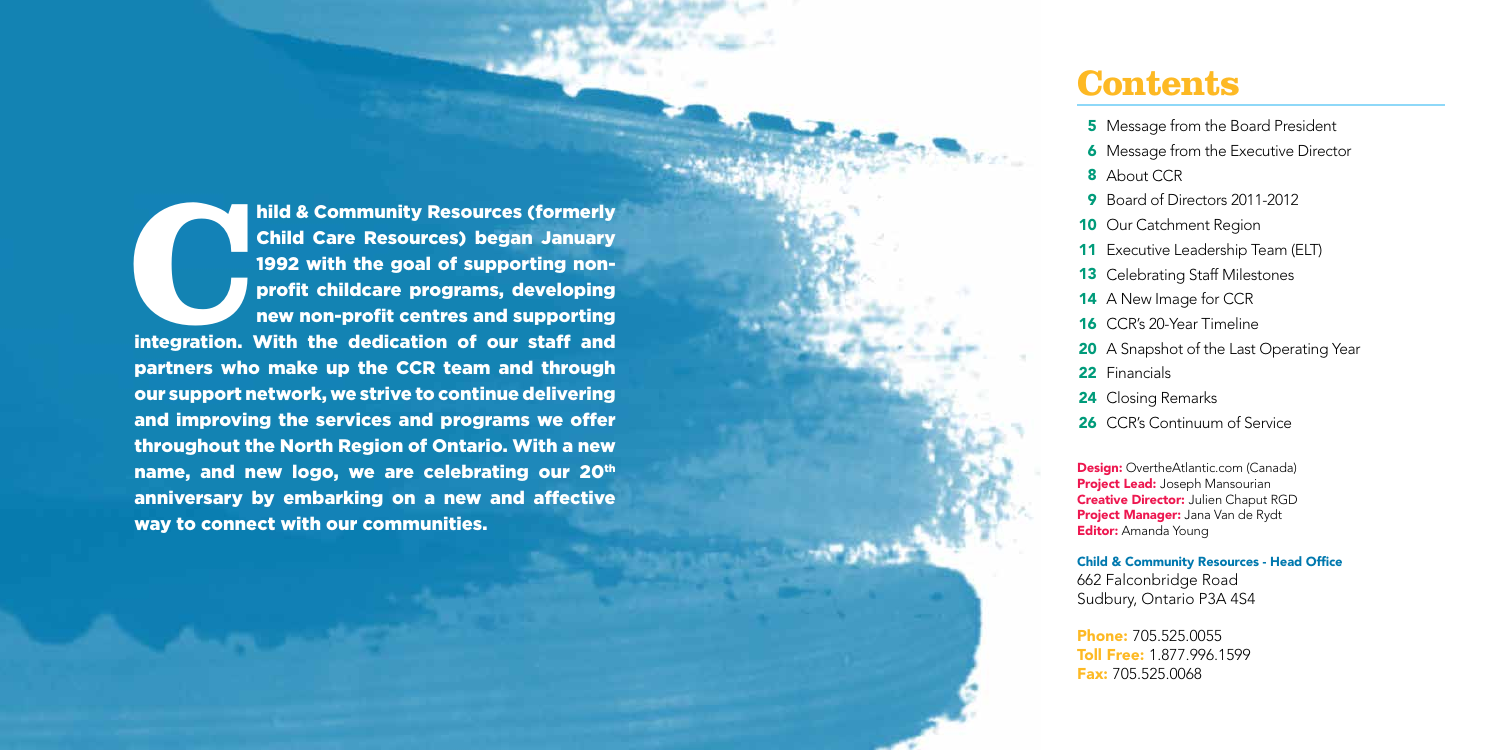**Child & Community Resources (formerly Child Care Resources) began January 1992 with the goal of supporting non-profit childcare programs, developing new non-profit centres and supporting integration. With the dedication of our staff and partners who make up the CCR team and through our support network, we strive to continue delivering and improving the services and programs we offer throughout the North Region of Ontario. With a new name, and new logo, we are celebrating our 20th anniversary by embarking on a new and affective way to connect with our communities.**

# Contents

- **5** Message from the Board President
- **6** Message from the Executive Director
- **8** About CCR
- **9** Board of Directors 2011-2012
- **10** Our Catchment Region
- **11** Executive Leadership Team (ELT)
- **13** Celebrating Staff Milestones
- **14** A New Image for CCR
- **16** CCR's 20-Year Timeline
- **20** A Snapshot of the Last Operating Year
- **22** Financials
- **24** Closing Remarks
- **26** CCR's Continuum of Service

**Design:** OvertheAtlantic.com (Canada)
**Project Lead:** Joseph Mansourian
**Creative Director:** Julien Chaput RGD
**Project Manager:** Jana Van de Rydt
**Editor:** Amanda Young

**Child & Community Resources - Head Office**
662 Falconbridge Road
Sudbury, Ontario P3A 4S4

**Phone:** 705.525.0055
**Toll Free:** 1.877.996.1599
**Fax:** 705.525.0068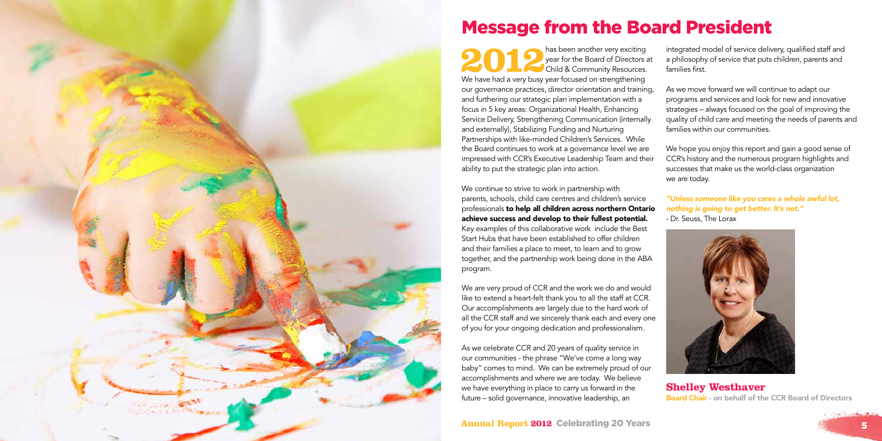# Message from the Board President

**2012** has been another very exciting year for the Board of Directors at Child & Community Resources. We have had a very busy year focused on strengthening our governance practices, director orientation and training, and furthering our strategic plan implementation with a focus in 5 key areas: Organizational Health, Enhancing Service Delivery, Strengthening Communication (internally and externally), Stabilizing Funding and Nurturing Partnerships with like-minded Children's Services. While the Board continues to work at a governance level we are impressed with CCR's Executive Leadership Team and their ability to put the strategic plan into action.

We continue to strive to work in partnership with parents, schools, child care centres and children's service professionals **to help all children across northern Ontario achieve success and develop to their fullest potential.** Key examples of this collaborative work include the Best Start Hubs that have been established to offer children and their families a place to meet, to learn and to grow together, and the partnership work being done in the ABA program.

We are very proud of CCR and the work we do and would like to extend a heart-felt thank you to all the staff at CCR. Our accomplishments are largely due to the hard work of all the CCR staff and we sincerely thank each and every one of you for your ongoing dedication and professionalism.

As we celebrate CCR and 20 years of quality service in our communities - the phrase "We've come a long way baby" comes to mind. We can be extremely proud of our accomplishments and where we are today. We believe we have everything in place to carry us forward in the future – solid governance, innovative leadership, an integrated model of service delivery, qualified staff and a philosophy of service that puts children, parents and families first.

As we move forward we will continue to adapt our programs and services and look for new and innovative strategies – always focused on the goal of improving the quality of child care and meeting the needs of parents and families within our communities.

We hope you enjoy this report and gain a good sense of CCR's history and the numerous program highlights and successes that make us the world-class organization we are today.

*"Unless someone like you cares a whole awful lot, nothing is going to get better. It's not."*
- Dr. Seuss, The Lorax

**Shelley Westhaver**
**Board Chair - on behalf of the CCR Board of Directors**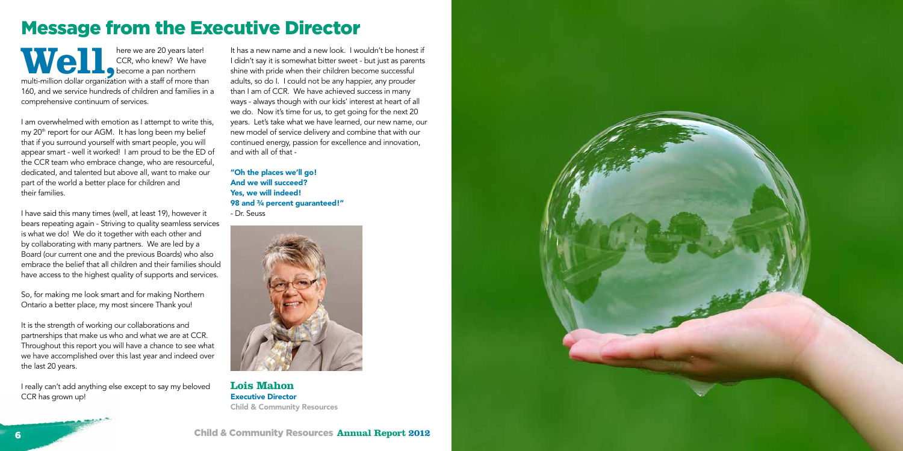# Message from the Executive Director

**Well,** here we are 20 years later! CCR, who knew? We have become a pan northern multi-million dollar organization with a staff of more than 160, and we service hundreds of children and families in a comprehensive continuum of services.

I am overwhelmed with emotion as I attempt to write this, my 20th report for our AGM. It has long been my belief that if you surround yourself with smart people, you will appear smart - well it worked! I am proud to be the ED of the CCR team who embrace change, who are resourceful, dedicated, and talented but above all, want to make our part of the world a better place for children and their families.

I have said this many times (well, at least 19), however it bears repeating again - Striving to quality seamless services is what we do! We do it together with each other and by collaborating with many partners. We are led by a Board (our current one and the previous Boards) who also embrace the belief that all children and their families should have access to the highest quality of supports and services.

So, for making me look smart and for making Northern Ontario a better place, my most sincere Thank you!

It is the strength of working our collaborations and partnerships that make us who and what we are at CCR. Throughout this report you will have a chance to see what we have accomplished over this last year and indeed over the last 20 years.

I really can't add anything else except to say my beloved CCR has grown up!

It has a new name and a new look. I wouldn't be honest if I didn't say it is somewhat bitter sweet - but just as parents shine with pride when their children become successful adults, so do I. I could not be any happier, any prouder than I am of CCR. We have achieved success in many ways - always though with our kids' interest at heart of all we do. Now it's time for us, to get going for the next 20 years. Let's take what we have learned, our new name, our new model of service delivery and combine that with our continued energy, passion for excellence and innovation, and with all of that -

**"Oh the places we'll go!**
**And we will succeed?**
**Yes, we will indeed!**
**98 and ¾ percent guaranteed!"**
- Dr. Seuss

**Lois Mahon**
**Executive Director**
**Child & Community Resources**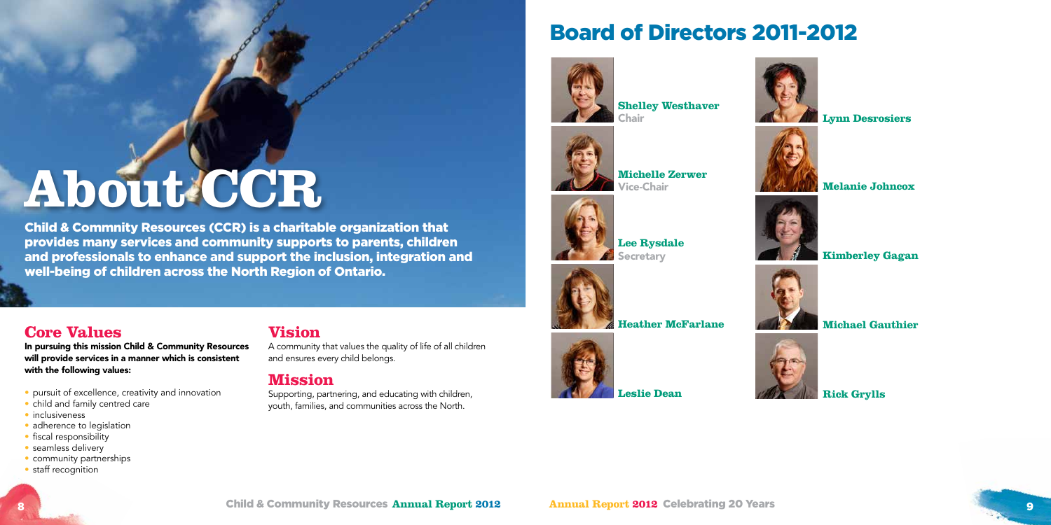# About CCR

**Child & Commnity Resources (CCR) is a charitable organization that provides many services and community supports to parents, children and professionals to enhance and support the inclusion, integration and well-being of children across the North Region of Ontario.**

## Core Values

**In pursuing this mission Child & Community Resources will provide services in a manner which is consistent with the following values:**

- pursuit of excellence, creativity and innovation
- child and family centred care
- inclusiveness
- adherence to legislation
- fiscal responsibility
- seamless delivery
- community partnerships
- staff recognition

## Vision

A community that values the quality of life of all children and ensures every child belongs.

## Mission

Supporting, partnering, and educating with children, youth, families, and communities across the North.

# Board of Directors 2011-2012

**Shelley Westhaver**
Chair

**Michelle Zerwer**
Vice-Chair

**Lee Rysdale**
Secretary

**Heather McFarlane**

**Leslie Dean**

**Lynn Desrosiers**

**Melanie Johncox**

**Kimberley Gagan**

**Michael Gauthier**

**Rick Grylls**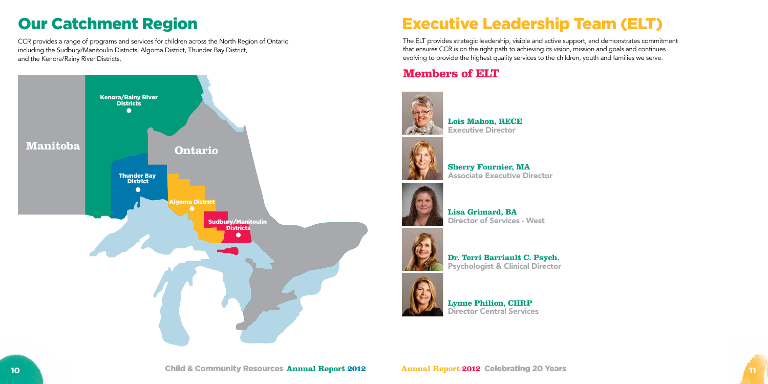# Our Catchment Region

CCR provides a range of programs and services for children across the North Region of Ontario including the Sudbury/Manitoulin Districts, Algoma District, Thunder Bay District, and the Kenora/Rainy River Districts.

Kenora/Rainy RIver Districts

Manitoba

Ontario

Thunder Bay District

Algoma District

Sudbury/Manitoulin Districts

# Executive Leadership Team (ELT)

The ELT provides strategic leadership, visible and active support, and demonstrates commitment that ensures CCR is on the right path to achieving its vision, mission and goals and continues evolving to provide the highest quality services to the children, youth and families we serve.

## Members of ELT

**Lois Mahon, RECE**
Executive Director

**Sherry Fournier, MA**
Associate Executive Director

**Lisa Grimard, BA**
Director of Services - West

**Dr. Terri Barriault C. Psych.**
Psychologist & Clinical Director

**Lynne Philion, CHRP**
Director Central Services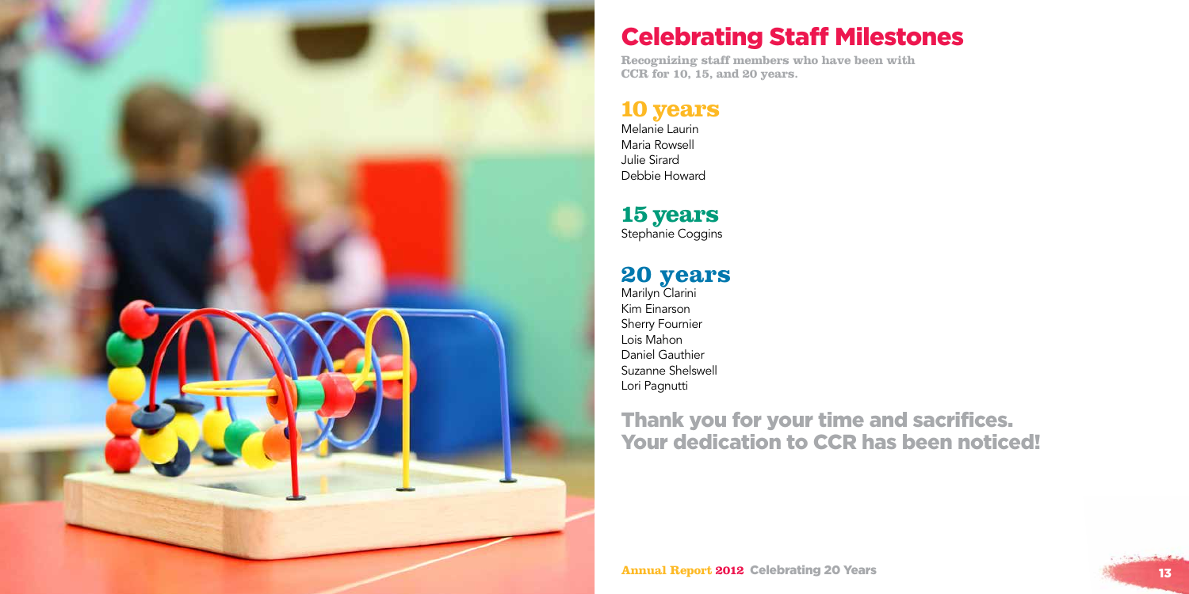# Celebrating Staff Milestones

**Recognizing staff members who have been with CCR for 10, 15, and 20 years.**

## 10 years

Melanie Laurin
Maria Rowsell
Julie Sirard
Debbie Howard

## 15 years

Stephanie Coggins

## 20 years

Marilyn Clarini
Kim Einarson
Sherry Fournier
Lois Mahon
Daniel Gauthier
Suzanne Shelswell
Lori Pagnutti

**Thank you for your time and sacrifices. Your dedication to CCR has been noticed!**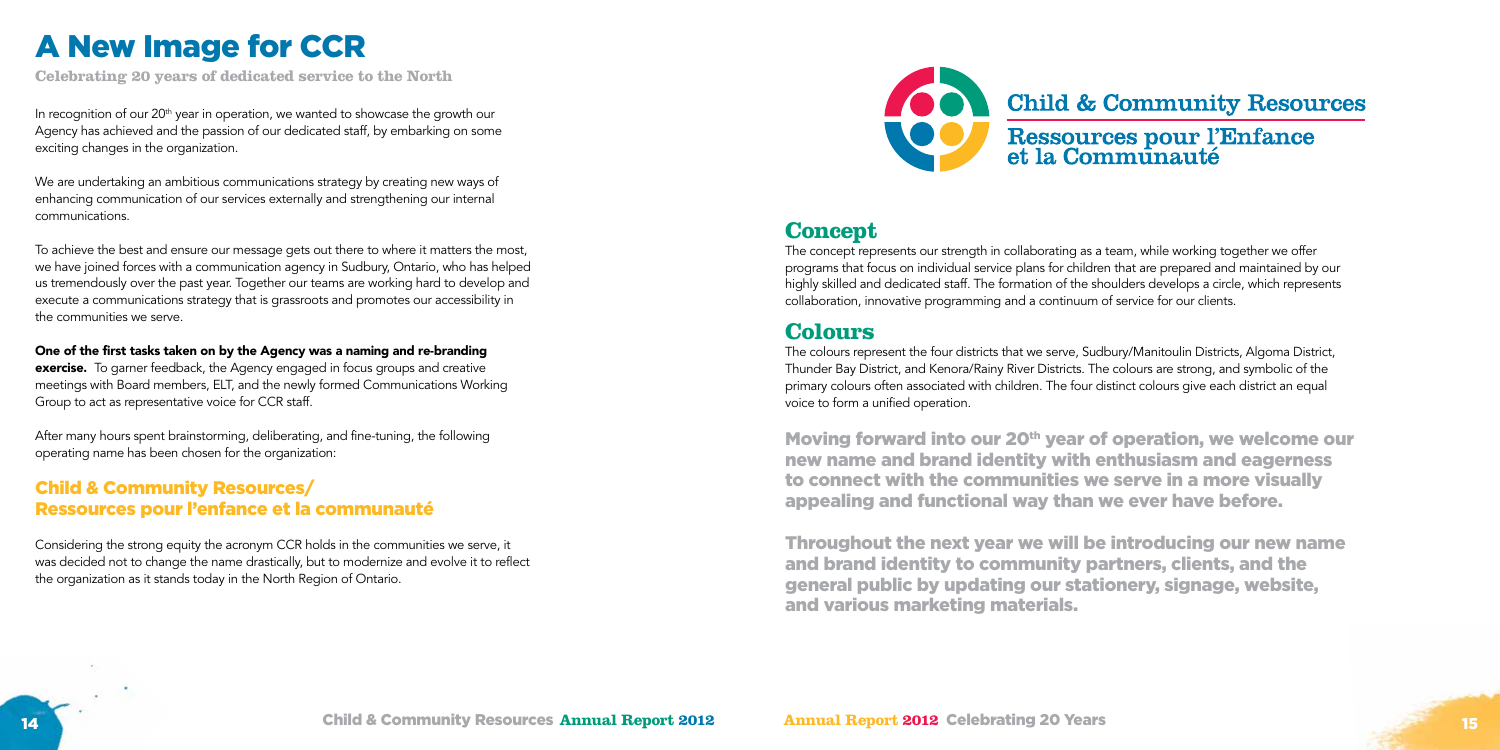# A New Image for CCR

**Celebrating 20 years of dedicated service to the North**

In recognition of our 20th year in operation, we wanted to showcase the growth our Agency has achieved and the passion of our dedicated staff, by embarking on some exciting changes in the organization.

We are undertaking an ambitious communications strategy by creating new ways of enhancing communication of our services externally and strengthening our internal communications.

To achieve the best and ensure our message gets out there to where it matters the most, we have joined forces with a communication agency in Sudbury, Ontario, who has helped us tremendously over the past year. Together our teams are working hard to develop and execute a communications strategy that is grassroots and promotes our accessibility in the communities we serve.

**One of the first tasks taken on by the Agency was a naming and re-branding exercise.** To garner feedback, the Agency engaged in focus groups and creative meetings with Board members, ELT, and the newly formed Communications Working Group to act as representative voice for CCR staff.

After many hours spent brainstorming, deliberating, and fine-tuning, the following operating name has been chosen for the organization:

### Child & Community Resources/ Ressources pour l'enfance et la communauté

Considering the strong equity the acronym CCR holds in the communities we serve, it was decided not to change the name drastically, but to modernize and evolve it to reflect the organization as it stands today in the North Region of Ontario.

Child & Community Resources
Ressources pour l'Enfance et la Communauté

## Concept

The concept represents our strength in collaborating as a team, while working together we offer programs that focus on individual service plans for children that are prepared and maintained by our highly skilled and dedicated staff. The formation of the shoulders develops a circle, which represents collaboration, innovative programming and a continuum of service for our clients.

## Colours

The colours represent the four districts that we serve, Sudbury/Manitoulin Districts, Algoma District, Thunder Bay District, and Kenora/Rainy River Districts. The colours are strong, and symbolic of the primary colours often associated with children. The four distinct colours give each district an equal voice to form a unified operation.

**Moving forward into our 20th year of operation, we welcome our new name and brand identity with enthusiasm and eagerness to connect with the communities we serve in a more visually appealing and functional way than we ever have before.**

**Throughout the next year we will be introducing our new name and brand identity to community partners, clients, and the general public by updating our stationery, signage, website, and various marketing materials.**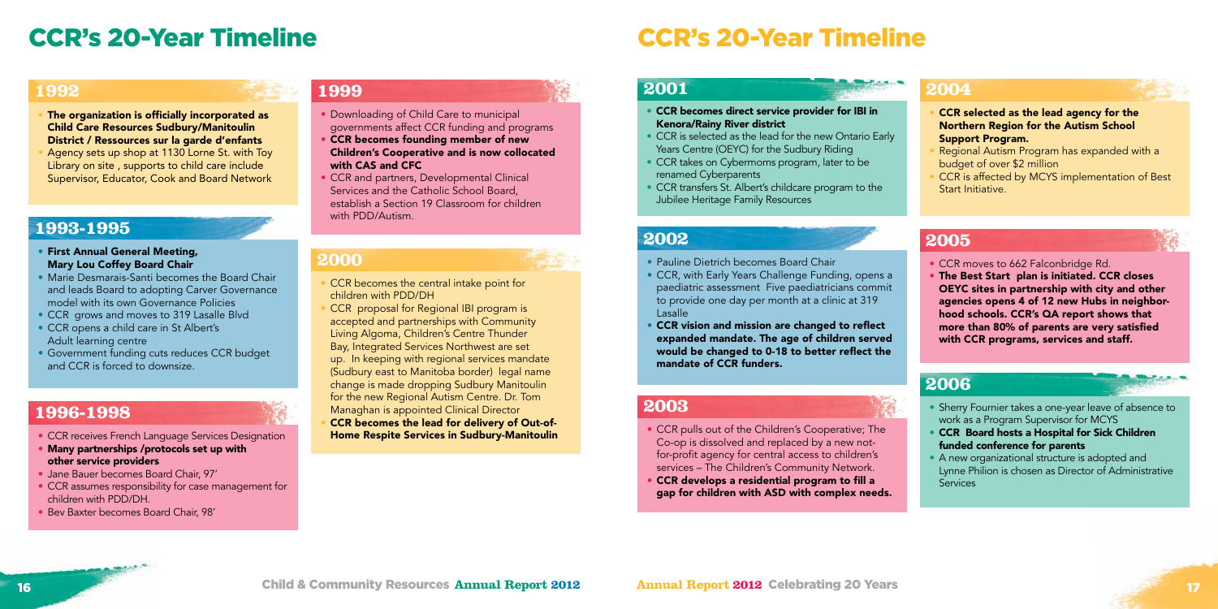# CCR's 20-Year Timeline

## 1992

- **The organization is officially incorporated as Child Care Resources Sudbury/Manitoulin District / Ressources sur la garde d'enfants**
- Agency sets up shop at 1130 Lorne St. with Toy Library on site , supports to child care include Supervisor, Educator, Cook and Board Network

## 1993-1995

- **First Annual General Meeting, Mary Lou Coffey Board Chair**
- Marie Desmarais-Santi becomes the Board Chair and leads Board to adopting Carver Governance model with its own Governance Policies
- CCR grows and moves to 319 Lasalle Blvd
- CCR opens a child care in St Albert's Adult learning centre
- Government funding cuts reduces CCR budget and CCR is forced to downsize.

## 1996-1998

- CCR receives French Language Services Designation
- **Many partnerships /protocols set up with other service providers**
- Jane Bauer becomes Board Chair, 97'
- CCR assumes responsibility for case management for children with PDD/DH.
- Bev Baxter becomes Board Chair, 98'

## 1999

- Downloading of Child Care to municipal governments affect CCR funding and programs
- **CCR becomes founding member of new Children's Cooperative and is now collocated with CAS and CFC**
- CCR and partners, Developmental Clinical Services and the Catholic School Board, establish a Section 19 Classroom for children with PDD/Autism.

## 2000

- CCR becomes the central intake point for children with PDD/DH
- CCR proposal for Regional IBI program is accepted and partnerships with Community Living Algoma, Children's Centre Thunder Bay, Integrated Services Northwest are set up. In keeping with regional services mandate (Sudbury east to Manitoba border) legal name change is made dropping Sudbury Manitoulin for the new Regional Autism Centre. Dr. Tom Managhan is appointed Clinical Director
- **CCR becomes the lead for delivery of Out-of-Home Respite Services in Sudbury-Manitoulin**

# CCR's 20-Year Timeline

## 2001

- **CCR becomes direct service provider for IBI in Kenora/Rainy River district**
- CCR is selected as the lead for the new Ontario Early Years Centre (OEYC) for the Sudbury Riding
- CCR takes on Cybermoms program, later to be renamed Cyberparents
- CCR transfers St. Albert's childcare program to the Jubilee Heritage Family Resources

## 2002

- Pauline Dietrich becomes Board Chair
- CCR, with Early Years Challenge Funding, opens a paediatric assessment Five paediatricians commit to provide one day per month at a clinic at 319 Lasalle
- **CCR vision and mission are changed to reflect expanded mandate. The age of children served would be changed to 0-18 to better reflect the mandate of CCR funders.**

## 2003

- CCR pulls out of the Children's Cooperative; The Co-op is dissolved and replaced by a new not-for-profit agency for central access to children's services – The Children's Community Network.
- **CCR develops a residential program to fill a gap for children with ASD with complex needs.**

## 2004

- **CCR selected as the lead agency for the Northern Region for the Autism School Support Program.**
- Regional Autism Program has expanded with a budget of over $2 million
- CCR is affected by MCYS implementation of Best Start Initiative.

## 2005

- CCR moves to 662 Falconbridge Rd.
- **The Best Start plan is initiated. CCR closes OEYC sites in partnership with city and other agencies opens 4 of 12 new Hubs in neighborhood schools. CCR's QA report shows that more than 80% of parents are very satisfied with CCR programs, services and staff.**

## 2006

- Sherry Fournier takes a one-year leave of absence to work as a Program Supervisor for MCYS
- **CCR Board hosts a Hospital for Sick Children funded conference for parents**
- A new organizational structure is adopted and Lynne Philion is chosen as Director of Administrative Services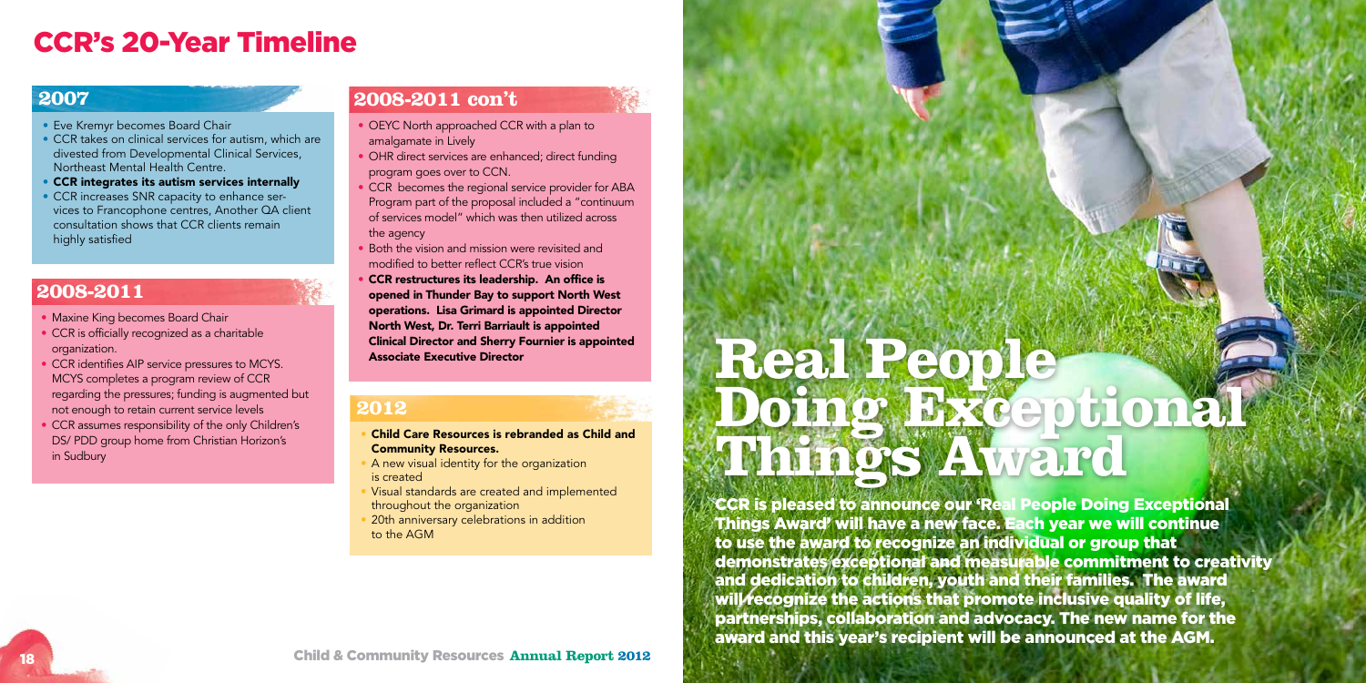# CCR's 20-Year Timeline

## 2007

- Eve Kremyr becomes Board Chair
- CCR takes on clinical services for autism, which are divested from Developmental Clinical Services, Northeast Mental Health Centre.
- **CCR integrates its autism services internally**
- CCR increases SNR capacity to enhance services to Francophone centres, Another QA client consultation shows that CCR clients remain highly satisfied

## 2008-2011

- Maxine King becomes Board Chair
- CCR is officially recognized as a charitable organization.
- CCR identifies AIP service pressures to MCYS. MCYS completes a program review of CCR regarding the pressures; funding is augmented but not enough to retain current service levels
- CCR assumes responsibility of the only Children's DS/ PDD group home from Christian Horizon's in Sudbury

## 2008-2011 con't

- OEYC North approached CCR with a plan to amalgamate in Lively
- OHR direct services are enhanced; direct funding program goes over to CCN.
- CCR becomes the regional service provider for ABA Program part of the proposal included a "continuum of services model" which was then utilized across the agency
- Both the vision and mission were revisited and modified to better reflect CCR's true vision
- **CCR restructures its leadership. An office is opened in Thunder Bay to support North West operations. Lisa Grimard is appointed Director North West, Dr. Terri Barriault is appointed Clinical Director and Sherry Fournier is appointed Associate Executive Director**

## 2012

- **Child Care Resources is rebranded as Child and Community Resources.**
- A new visual identity for the organization is created
- Visual standards are created and implemented throughout the organization
- 20th anniversary celebrations in addition to the AGM

# Real People Doing Exceptional Things Award

**CCR is pleased to announce our 'Real People Doing Exceptional Things Award' will have a new face. Each year we will continue to use the award to recognize an individual or group that demonstrates exceptional and measurable commitment to creativity and dedication to children, youth and their families. The award will recognize the actions that promote inclusive quality of life, partnerships, collaboration and advocacy. The new name for the award and this year's recipient will be announced at the AGM.**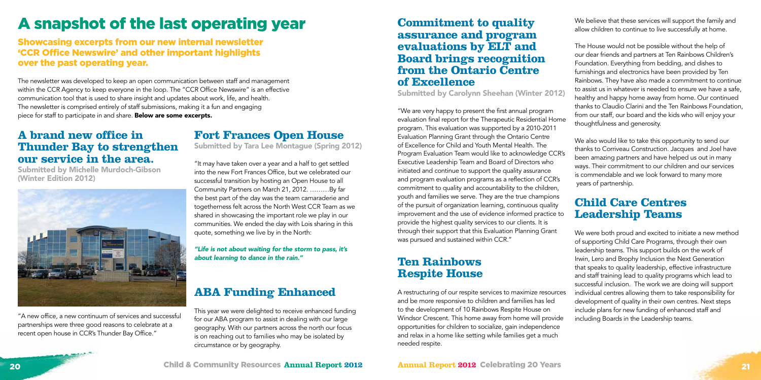# A snapshot of the last operating year

## Showcasing excerpts from our new internal newsletter 'CCR Office Newswire' and other important highlights over the past operating year.

The newsletter was developed to keep an open communication between staff and management within the CCR Agency to keep everyone in the loop. The "CCR Office Newswire" is an effective communication tool that is used to share insight and updates about work, life, and health. The newsletter is comprised entirely of staff submissions, making it a fun and engaging piece for staff to participate in and share. **Below are some excerpts.**

## A brand new office in Thunder Bay to strengthen our service in the area.

**Submitted by Michelle Murdoch-Gibson (Winter Edition 2012)**

"A new office, a new continuum of services and successful partnerships were three good reasons to celebrate at a recent open house in CCR's Thunder Bay Office."

## Fort Frances Open House

**Submitted by Tara Lee Montague (Spring 2012)**

"It may have taken over a year and a half to get settled into the new Fort Frances Office, but we celebrated our successful transition by hosting an Open House to all Community Partners on March 21, 2012. ………By far the best part of the day was the team camaraderie and togetherness felt across the North West CCR Team as we shared in showcasing the important role we play in our communities. We ended the day with Lois sharing in this quote, something we live by in the North:

***"Life is not about waiting for the storm to pass, it's about learning to dance in the rain."***

## ABA Funding Enhanced

This year we were delighted to receive enhanced funding for our ABA program to assist in dealing with our large geography. With our partners across the north our focus is on reaching out to families who may be isolated by circumstance or by geography.

## Commitment to quality assurance and program evaluations by ELT and Board brings recognition from the Ontario Centre of Excellence

**Submitted by Carolynn Sheehan (Winter 2012)**

"We are very happy to present the first annual program evaluation final report for the Therapeutic Residential Home program. This evaluation was supported by a 2010-2011 Evaluation Planning Grant through the Ontario Centre of Excellence for Child and Youth Mental Health. The Program Evaluation Team would like to acknowledge CCR's Executive Leadership Team and Board of Directors who initiated and continue to support the quality assurance and program evaluation programs as a reflection of CCR's commitment to quality and accountability to the children, youth and families we serve. They are the true champions of the pursuit of organization learning, continuous quality improvement and the use of evidence informed practice to provide the highest quality services to our clients. It is through their support that this Evaluation Planning Grant was pursued and sustained within CCR."

## Ten Rainbows Respite House

A restructuring of our respite services to maximize resources and be more responsive to children and families has led to the development of 10 Rainbows Respite House on Windsor Crescent. This home away from home will provide opportunities for children to socialize, gain independence and relax in a home like setting while families get a much needed respite.

We believe that these services will support the family and allow children to continue to live successfully at home.

The House would not be possible without the help of our dear friends and partners at Ten Rainbows Children's Foundation. Everything from bedding, and dishes to furnishings and electronics have been provided by Ten Rainbows. They have also made a commitment to continue to assist us in whatever is needed to ensure we have a safe, healthy and happy home away from home. Our continued thanks to Claudio Clarini and the Ten Rainbows Foundation, from our staff, our board and the kids who will enjoy your thoughtfulness and generosity.

We also would like to take this opportunity to send our thanks to Corriveau Construction. Jacques and Joel have been amazing partners and have helped us out in many ways. Their commitment to our children and our services is commendable and we look forward to many more years of partnership.

## Child Care Centres Leadership Teams

We were both proud and excited to initiate a new method of supporting Child Care Programs, through their own leadership teams. This support builds on the work of Irwin, Lero and Brophy Inclusion the Next Generation that speaks to quality leadership, effective infrastructure and staff training lead to quality programs which lead to successful inclusion. The work we are doing will support individual centres allowing them to take responsibility for development of quality in their own centres. Next steps include plans for new funding of enhanced staff and including Boards in the Leadership teams.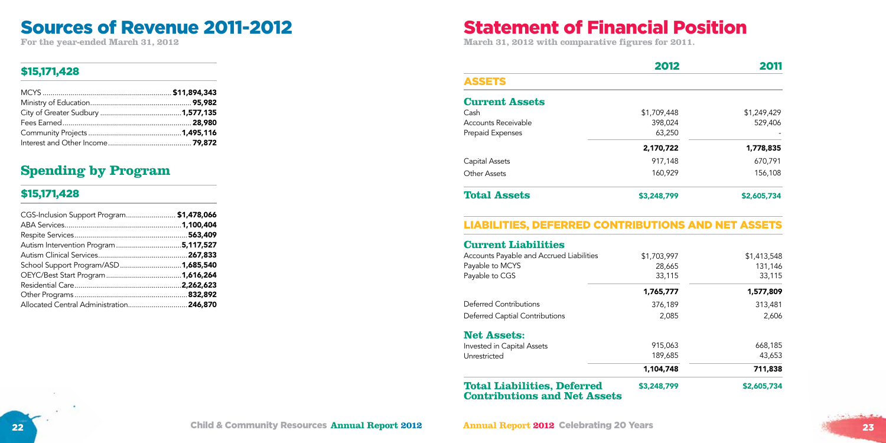# Sources of Revenue 2011-2012

**For the year-ended March 31, 2012**

## $15,171,428

| | |
|---|---|
| MCYS | **$11,894,343** |
| Ministry of Education | **95,982** |
| City of Greater Sudbury | **1,577,135** |
| Fees Earned | **28,980** |
| Community Projects | **1,495,116** |
| Interest and Other Income | **79,872** |

# Spending by Program

## $15,171,428

| | |
|---|---|
| CGS-Inclusion Support Program | **$1,478,066** |
| ABA Services | **1,100,404** |
| Respite Services | **563,409** |
| Autism Intervention Program | **5,117,527** |
| Autism Clinical Services | **267,833** |
| School Support Program/ASD | **1,685,540** |
| OEYC/Best Start Program | **1,616,264** |
| Residential Care | **2,262,623** |
| Other Programs | **832,892** |
| Allocated Central Administration | **246,870** |

# Statement of Financial Position

**March 31, 2012 with comparative figures for 2011.**

| | **2012** | **2011** |
|---|---|---|
| **ASSETS** | | |
| **Current Assets** | | |
| Cash | $1,709,448 | $1,249,429 |
| Accounts Receivable | 398,024 | 529,406 |
| Prepaid Expenses | 63,250 | - |
| | **2,170,722** | **1,778,835** |
| Capital Assets | 917,148 | 670,791 |
| Other Assets | 160,929 | 156,108 |
| **Total Assets** | **$3,248,799** | **$2,605,734** |

## LIABILITIES, DEFERRED CONTRIBUTIONS AND NET ASSETS

| | **2012** | **2011** |
|---|---|---|
| **Current Liabilities** | | |
| Accounts Payable and Accrued Liabilities | $1,703,997 | $1,413,548 |
| Payable to MCYS | 28,665 | 131,146 |
| Payable to CGS | 33,115 | 33,115 |
| | **1,765,777** | **1,577,809** |
| Deferred Contributions | 376,189 | 313,481 |
| Deferred Captial Contributions | 2,085 | 2,606 |
| **Net Assets:** | | |
| Invested in Capital Assets | 915,063 | 668,185 |
| Unrestricted | 189,685 | 43,653 |
| | **1,104,748** | **711,838** |
| **Total Liabilities, Deferred Contributions and Net Assets** | **$3,248,799** | **$2,605,734** |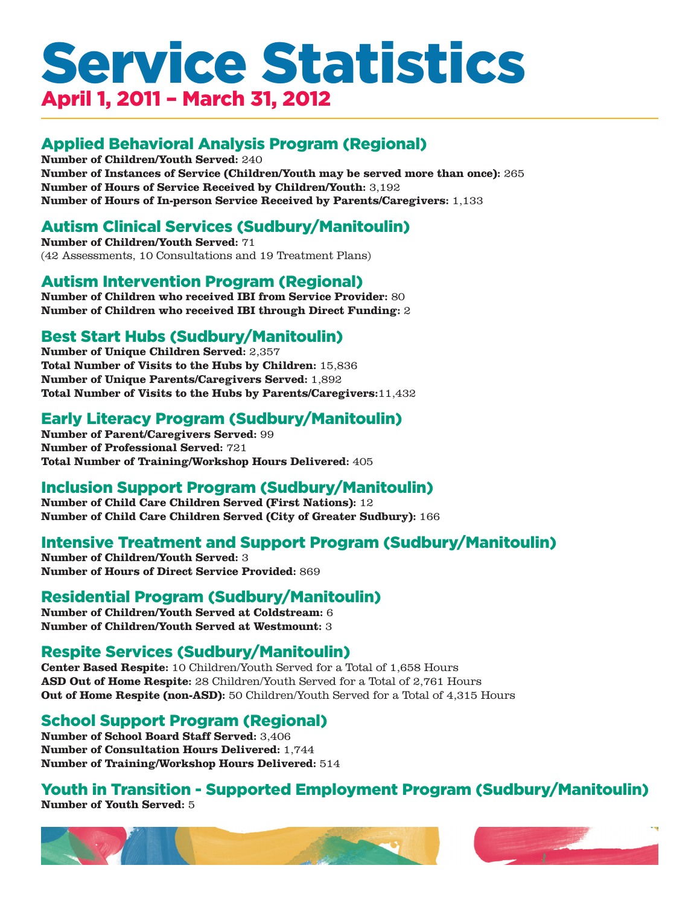# Service Statistics

## April 1, 2011 – March 31, 2012

### Applied Behavioral Analysis Program (Regional)

**Number of Children/Youth Served:** 240
**Number of Instances of Service (Children/Youth may be served more than once):** 265
**Number of Hours of Service Received by Children/Youth:** 3,192
**Number of Hours of In-person Service Received by Parents/Caregivers:** 1,133

### Autism Clinical Services (Sudbury/Manitoulin)

**Number of Children/Youth Served:** 71
(42 Assessments, 10 Consultations and 19 Treatment Plans)

### Autism Intervention Program (Regional)

**Number of Children who received IBI from Service Provider:** 80
**Number of Children who received IBI through Direct Funding:** 2

### Best Start Hubs (Sudbury/Manitoulin)

**Number of Unique Children Served:** 2,357
**Total Number of Visits to the Hubs by Children:** 15,836
**Number of Unique Parents/Caregivers Served:** 1,892
**Total Number of Visits to the Hubs by Parents/Caregivers:**11,432

### Early Literacy Program (Sudbury/Manitoulin)

**Number of Parent/Caregivers Served:** 99
**Number of Professional Served:** 721
**Total Number of Training/Workshop Hours Delivered:** 405

### Inclusion Support Program (Sudbury/Manitoulin)

**Number of Child Care Children Served (First Nations):** 12
**Number of Child Care Children Served (City of Greater Sudbury):** 166

### Intensive Treatment and Support Program (Sudbury/Manitoulin)

**Number of Children/Youth Served:** 3
**Number of Hours of Direct Service Provided:** 869

### Residential Program (Sudbury/Manitoulin)

**Number of Children/Youth Served at Coldstream:** 6
**Number of Children/Youth Served at Westmount:** 3

### Respite Services (Sudbury/Manitoulin)

**Center Based Respite:** 10 Children/Youth Served for a Total of 1,658 Hours
**ASD Out of Home Respite:** 28 Children/Youth Served for a Total of 2,761 Hours
**Out of Home Respite (non-ASD):** 50 Children/Youth Served for a Total of 4,315 Hours

### School Support Program (Regional)

**Number of School Board Staff Served:** 3,406
**Number of Consultation Hours Delivered:** 1,744
**Number of Training/Workshop Hours Delivered:** 514

### Youth in Transition - Supported Employment Program (Sudbury/Manitoulin)

**Number of Youth Served:** 5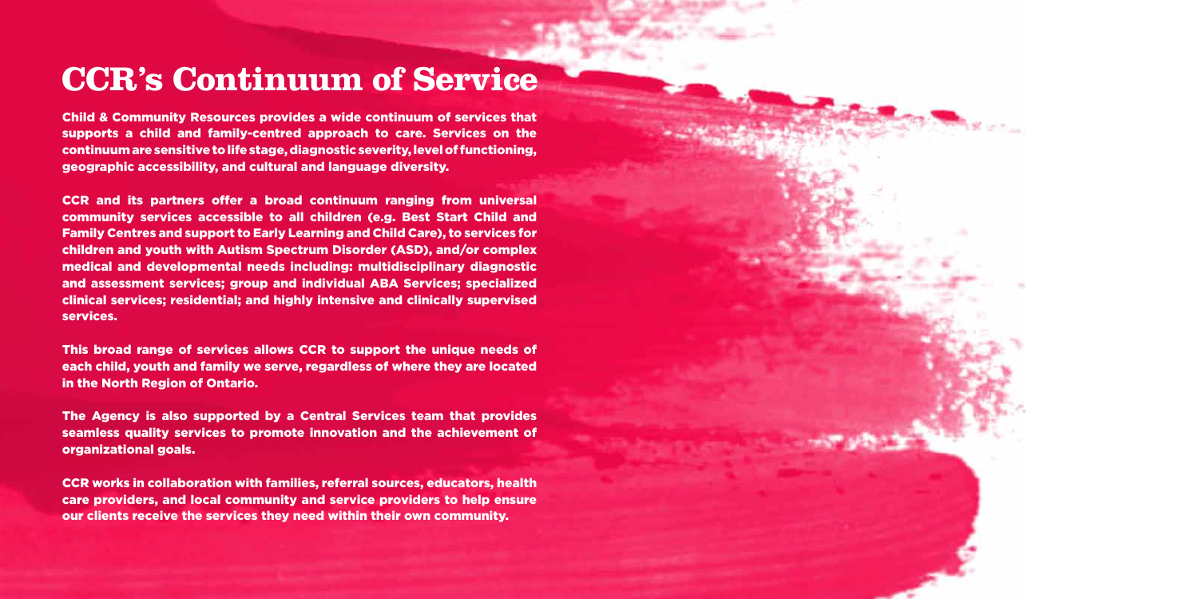# CCR's Continuum of Service

**Child & Community Resources provides a wide continuum of services that supports a child and family-centred approach to care. Services on the continuum are sensitive to life stage, diagnostic severity, level of functioning, geographic accessibility, and cultural and language diversity.**

**CCR and its partners offer a broad continuum ranging from universal community services accessible to all children (e.g. Best Start Child and Family Centres and support to Early Learning and Child Care), to services for children and youth with Autism Spectrum Disorder (ASD), and/or complex medical and developmental needs including: multidisciplinary diagnostic and assessment services; group and individual ABA Services; specialized clinical services; residential; and highly intensive and clinically supervised services.**

**This broad range of services allows CCR to support the unique needs of each child, youth and family we serve, regardless of where they are located in the North Region of Ontario.**

**The Agency is also supported by a Central Services team that provides seamless quality services to promote innovation and the achievement of organizational goals.**

**CCR works in collaboration with families, referral sources, educators, health care providers, and local community and service providers to help ensure our clients receive the services they need within their own community.**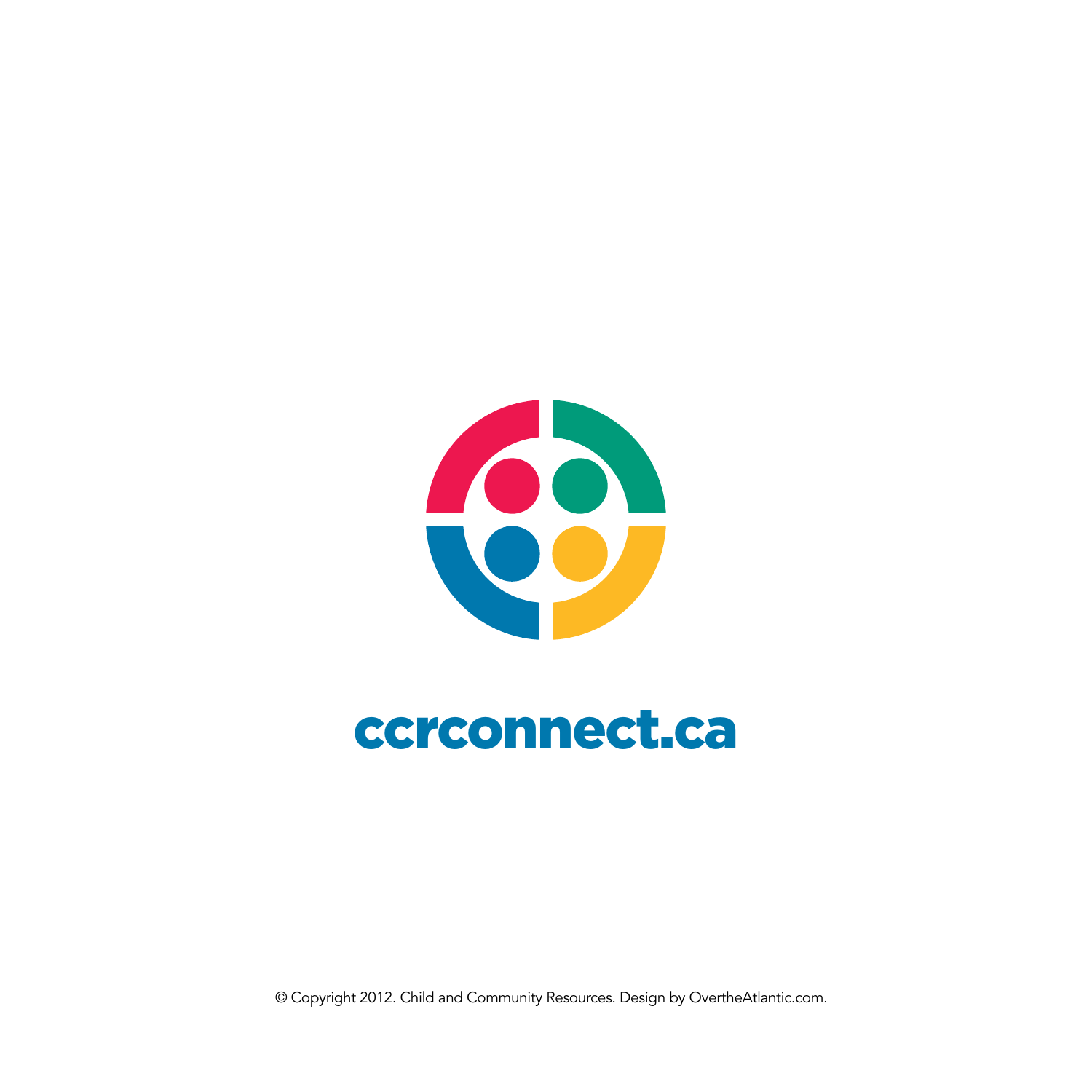ccrconnect.ca

© Copyright 2012. Child and Community Resources. Design by OvertheAtlantic.com.